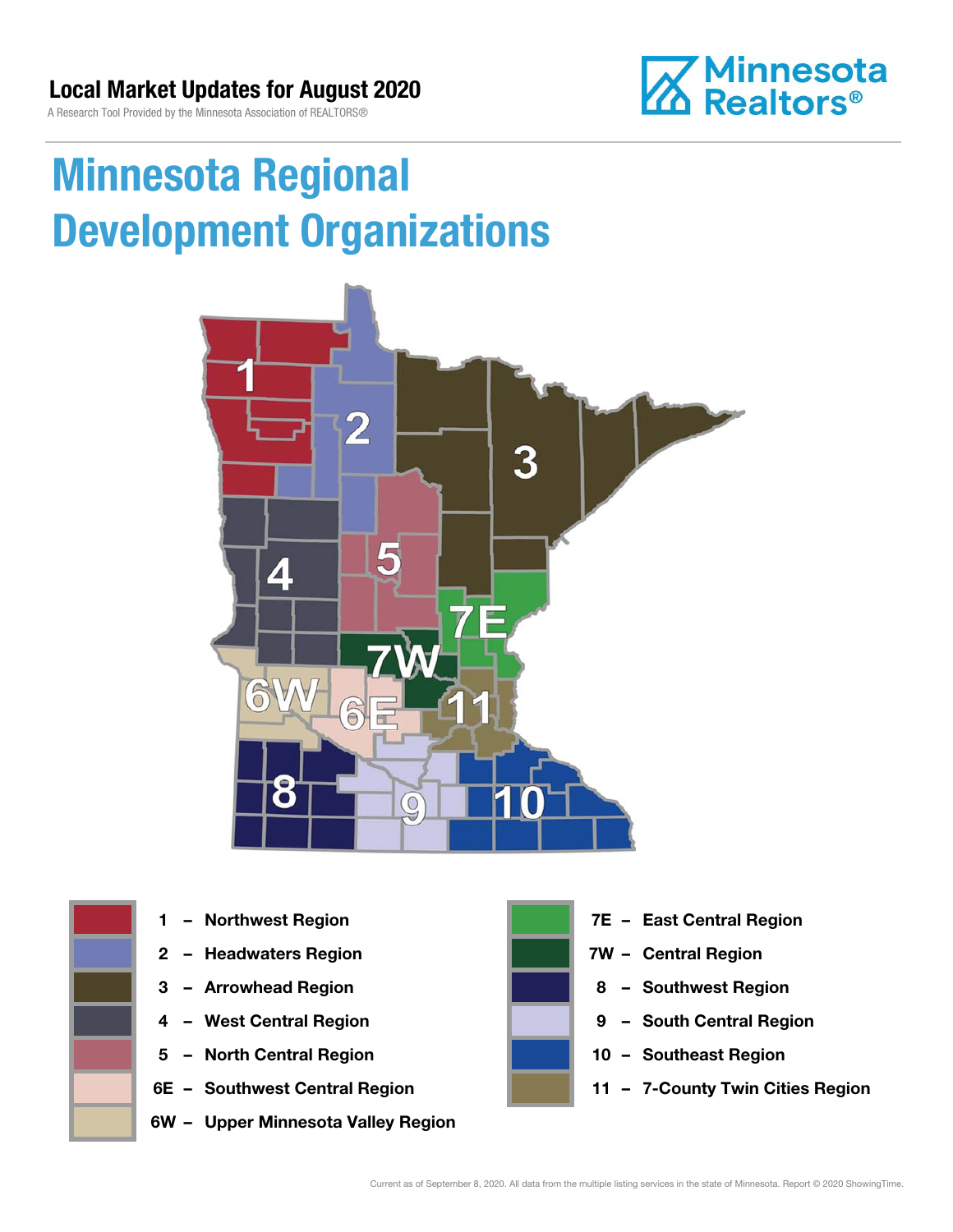Local Market Updates for August 2020

A Research Tool Provided by the Minnesota Association of REALTORS®

# Minnesota Regional Development Organizations

- 1 – Northwest Region
- 2 – Headwaters Region
- 3 – Arrowhead Region
- 4 – West Central Region
- 5 – North Central Region
- 6E – Southwest Central Region
- 6W – Upper Minnesota Valley Region
- 7E – East Central Region
- 7W – Central Region
- 8 – Southwest Region
- 9 – South Central Region
- 10 – Southeast Region
- 11 – 7-County Twin Cities Region

Current as of September 8, 2020. All data from the multiple listing services in the state of Minnesota. Report © 2020 ShowingTime.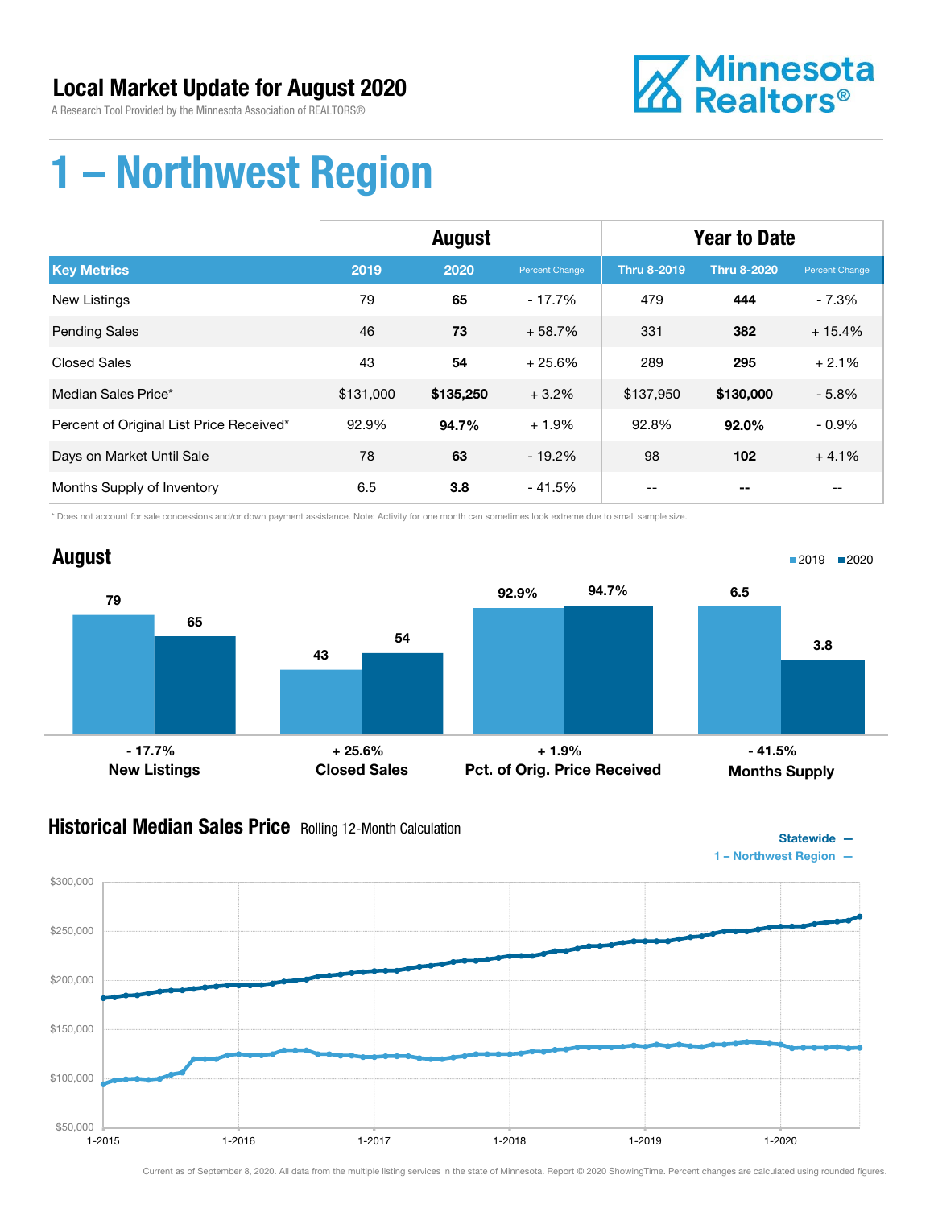# Local Market Update for August 2020

A Research Tool Provided by the Minnesota Association of REALTORS®

# 1 – Northwest Region

| | August | | | Year to Date | | |
|---|---|---|---|---|---|---|
| **Key Metrics** | **2019** | **2020** | **Percent Change** | **Thru 8-2019** | **Thru 8-2020** | **Percent Change** |
| New Listings | 79 | **65** | - 17.7% | 479 | **444** | - 7.3% |
| Pending Sales | 46 | **73** | + 58.7% | 331 | **382** | + 15.4% |
| Closed Sales | 43 | **54** | + 25.6% | 289 | **295** | + 2.1% |
| Median Sales Price* | $131,000 | **$135,250** | + 3.2% | $137,950 | **$130,000** | - 5.8% |
| Percent of Original List Price Received* | 92.9% | **94.7%** | + 1.9% | 92.8% | **92.0%** | - 0.9% |
| Days on Market Until Sale | 78 | **63** | - 19.2% | 98 | **102** | + 4.1% |
| Months Supply of Inventory | 6.5 | **3.8** | - 41.5% | -- | **--** | -- |

\* Does not account for sale concessions and/or down payment assistance. Note: Activity for one month can sometimes look extreme due to small sample size.

## August

| | 2019 | 2020 | Change |
|---|---|---|---|
| New Listings | 79 | 65 | - 17.7% |
| Closed Sales | 43 | 54 | + 25.6% |
| Pct. of Orig. Price Received | 92.9% | 94.7% | + 1.9% |
| Months Supply | 6.5 | 3.8 | - 41.5% |

## Historical Median Sales Price

Rolling 12-Month Calculation

Statewide —
1 – Northwest Region —

Current as of September 8, 2020. All data from the multiple listing services in the state of Minnesota. Report © 2020 ShowingTime. Percent changes are calculated using rounded figures.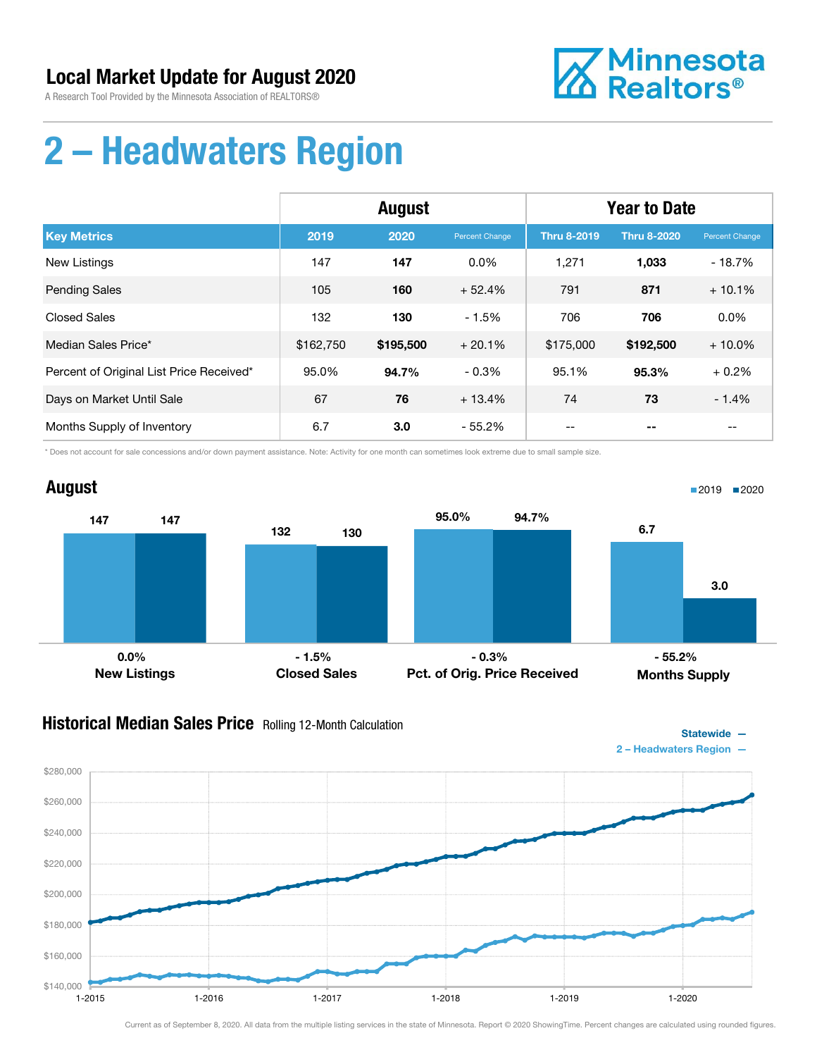# Local Market Update for August 2020

A Research Tool Provided by the Minnesota Association of REALTORS®

Minnesota Realtors®

# 2 – Headwaters Region

| | August | | | Year to Date | | |
|---|---|---|---|---|---|---|
| **Key Metrics** | **2019** | **2020** | **Percent Change** | **Thru 8-2019** | **Thru 8-2020** | **Percent Change** |
| New Listings | 147 | **147** | 0.0% | 1,271 | **1,033** | - 18.7% |
| Pending Sales | 105 | **160** | + 52.4% | 791 | **871** | + 10.1% |
| Closed Sales | 132 | **130** | - 1.5% | 706 | **706** | 0.0% |
| Median Sales Price* | $162,750 | **$195,500** | + 20.1% | $175,000 | **$192,500** | + 10.0% |
| Percent of Original List Price Received* | 95.0% | **94.7%** | - 0.3% | 95.1% | **95.3%** | + 0.2% |
| Days on Market Until Sale | 67 | **76** | + 13.4% | 74 | **73** | - 1.4% |
| Months Supply of Inventory | 6.7 | **3.0** | - 55.2% | -- | **--** | -- |

\* Does not account for sale concessions and/or down payment assistance. Note: Activity for one month can sometimes look extreme due to small sample size.

## August

| | 2019 | 2020 | Change |
|---|---|---|---|
| New Listings | 147 | 147 | 0.0% |
| Closed Sales | 132 | 130 | - 1.5% |
| Pct. of Orig. Price Received | 95.0% | 94.7% | - 0.3% |
| Months Supply | 6.7 | 3.0 | - 55.2% |

## Historical Median Sales Price Rolling 12-Month Calculation

Statewide —
2 – Headwaters Region —

Current as of September 8, 2020. All data from the multiple listing services in the state of Minnesota. Report © 2020 ShowingTime. Percent changes are calculated using rounded figures.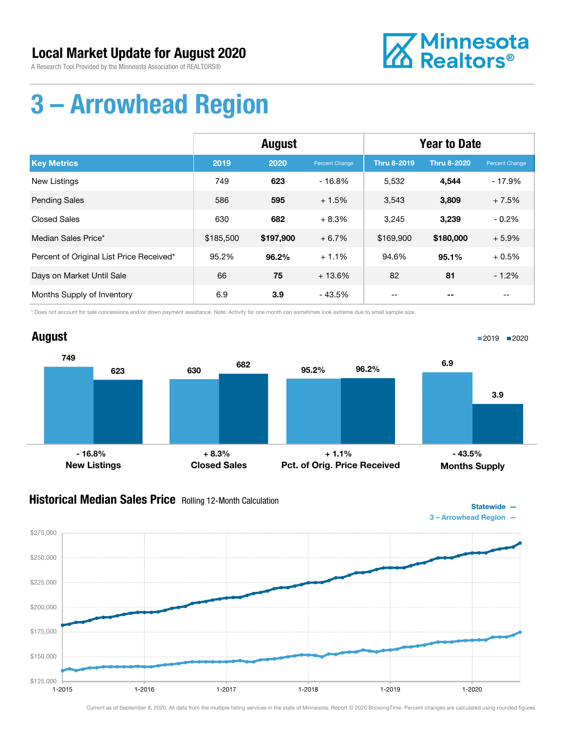# Local Market Update for August 2020

A Research Tool Provided by the Minnesota Association of REALTORS®

Minnesota Realtors®

# 3 – Arrowhead Region

| | August | | | Year to Date | | |
|---|---|---|---|---|---|---|
| **Key Metrics** | **2019** | **2020** | **Percent Change** | **Thru 8-2019** | **Thru 8-2020** | **Percent Change** |
| New Listings | 749 | **623** | - 16.8% | 5,532 | **4,544** | - 17.9% |
| Pending Sales | 586 | **595** | + 1.5% | 3,543 | **3,809** | + 7.5% |
| Closed Sales | 630 | **682** | + 8.3% | 3,245 | **3,239** | - 0.2% |
| Median Sales Price* | $185,500 | **$197,900** | + 6.7% | $169,900 | **$180,000** | + 5.9% |
| Percent of Original List Price Received* | 95.2% | **96.2%** | + 1.1% | 94.6% | **95.1%** | + 0.5% |
| Days on Market Until Sale | 66 | **75** | + 13.6% | 82 | **81** | - 1.2% |
| Months Supply of Inventory | 6.9 | **3.9** | - 43.5% | -- | **--** | -- |

\* Does not account for sale concessions and/or down payment assistance. Note: Activity for one month can sometimes look extreme due to small sample size.

## August

| | 2019 | 2020 | Change |
|---|---|---|---|
| New Listings | 749 | 623 | - 16.8% |
| Closed Sales | 630 | 682 | + 8.3% |
| Pct. of Orig. Price Received | 95.2% | 96.2% | + 1.1% |
| Months Supply | 6.9 | 3.9 | - 43.5% |

## Historical Median Sales Price Rolling 12-Month Calculation

Statewide —
3 – Arrowhead Region —

Current as of September 8, 2020. All data from the multiple listing services in the state of Minnesota. Report © 2020 ShowingTime. Percent changes are calculated using rounded figures.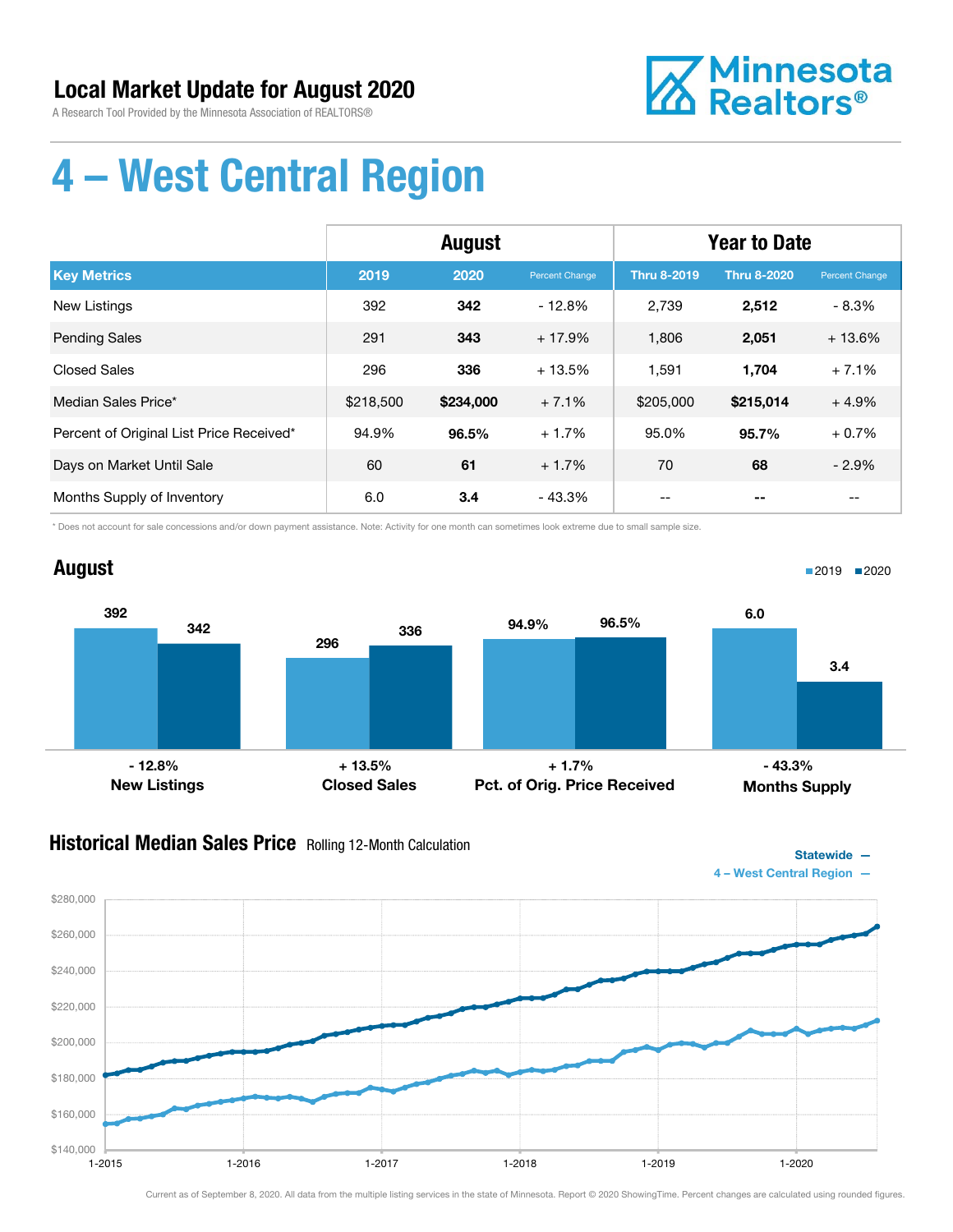# Local Market Update for August 2020

A Research Tool Provided by the Minnesota Association of REALTORS®

Minnesota Realtors®

# 4 – West Central Region

| | August | | | Year to Date | | |
|---|---|---|---|---|---|---|
| **Key Metrics** | **2019** | **2020** | **Percent Change** | **Thru 8-2019** | **Thru 8-2020** | **Percent Change** |
| New Listings | 392 | **342** | - 12.8% | 2,739 | **2,512** | - 8.3% |
| Pending Sales | 291 | **343** | + 17.9% | 1,806 | **2,051** | + 13.6% |
| Closed Sales | 296 | **336** | + 13.5% | 1,591 | **1,704** | + 7.1% |
| Median Sales Price* | $218,500 | **$234,000** | + 7.1% | $205,000 | **$215,014** | + 4.9% |
| Percent of Original List Price Received* | 94.9% | **96.5%** | + 1.7% | 95.0% | **95.7%** | + 0.7% |
| Days on Market Until Sale | 60 | **61** | + 1.7% | 70 | **68** | - 2.9% |
| Months Supply of Inventory | 6.0 | **3.4** | - 43.3% | -- | **--** | -- |

* Does not account for sale concessions and/or down payment assistance. Note: Activity for one month can sometimes look extreme due to small sample size.

## August

| | 2019 | 2020 | Change |
|---|---|---|---|
| New Listings | 392 | 342 | - 12.8% |
| Closed Sales | 296 | 336 | + 13.5% |
| Pct. of Orig. Price Received | 94.9% | 96.5% | + 1.7% |
| Months Supply | 6.0 | 3.4 | - 43.3% |

## Historical Median Sales Price Rolling 12-Month Calculation

Statewide — 4 – West Central Region —

Current as of September 8, 2020. All data from the multiple listing services in the state of Minnesota. Report © 2020 ShowingTime. Percent changes are calculated using rounded figures.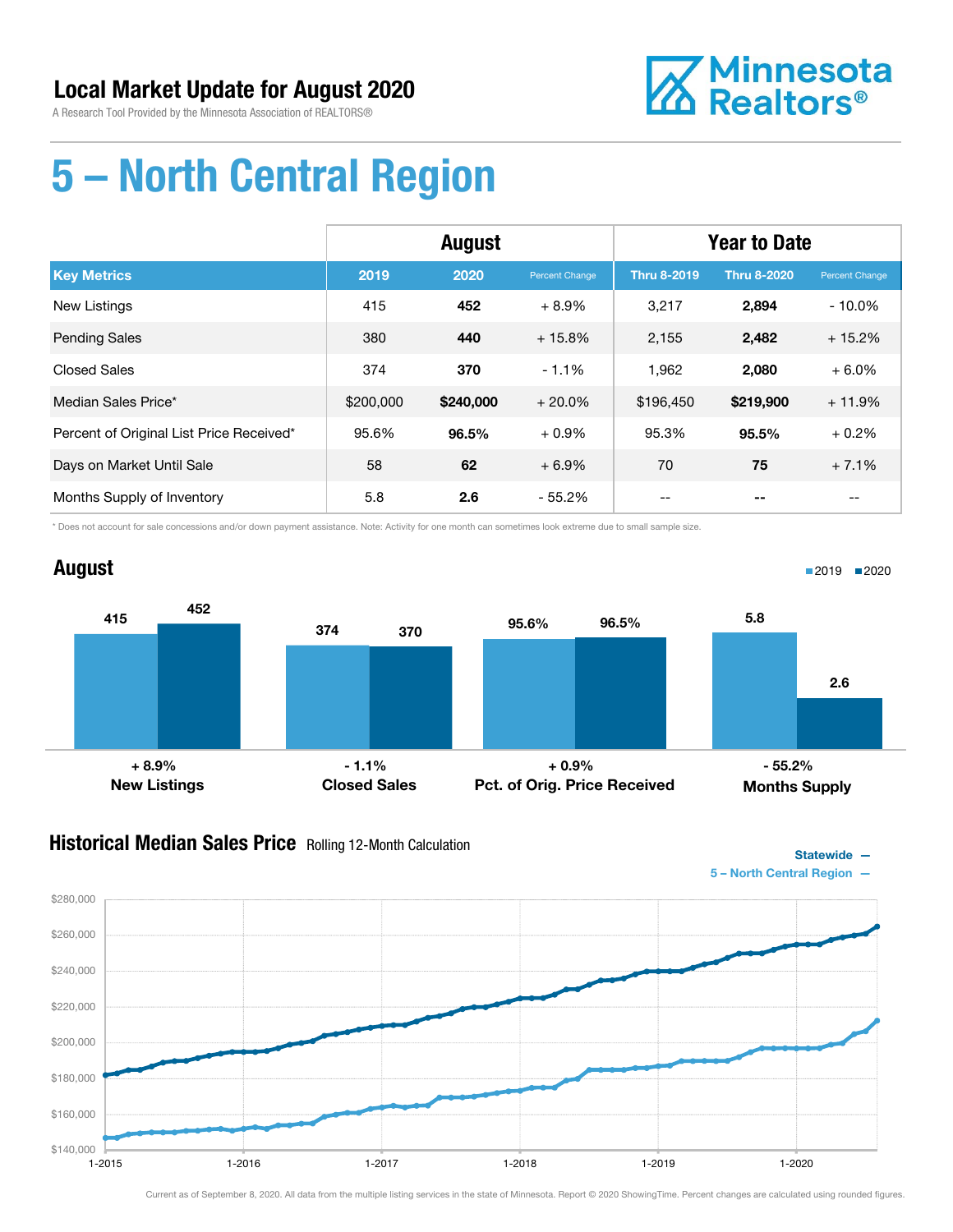# Local Market Update for August 2020

A Research Tool Provided by the Minnesota Association of REALTORS®

Minnesota Realtors®

# 5 – North Central Region

| | August | | | Year to Date | | |
|---|---|---|---|---|---|---|
| **Key Metrics** | **2019** | **2020** | **Percent Change** | **Thru 8-2019** | **Thru 8-2020** | **Percent Change** |
| New Listings | 415 | **452** | + 8.9% | 3,217 | **2,894** | - 10.0% |
| Pending Sales | 380 | **440** | + 15.8% | 2,155 | **2,482** | + 15.2% |
| Closed Sales | 374 | **370** | - 1.1% | 1,962 | **2,080** | + 6.0% |
| Median Sales Price* | $200,000 | **$240,000** | + 20.0% | $196,450 | **$219,900** | + 11.9% |
| Percent of Original List Price Received* | 95.6% | **96.5%** | + 0.9% | 95.3% | **95.5%** | + 0.2% |
| Days on Market Until Sale | 58 | **62** | + 6.9% | 70 | **75** | + 7.1% |
| Months Supply of Inventory | 5.8 | **2.6** | - 55.2% | -- | **--** | -- |

\* Does not account for sale concessions and/or down payment assistance. Note: Activity for one month can sometimes look extreme due to small sample size.

## August

| | 2019 | 2020 | Change |
|---|---|---|---|
| New Listings | 415 | 452 | + 8.9% |
| Closed Sales | 374 | 370 | - 1.1% |
| Pct. of Orig. Price Received | 95.6% | 96.5% | + 0.9% |
| Months Supply | 5.8 | 2.6 | - 55.2% |

## Historical Median Sales Price Rolling 12-Month Calculation

Statewide —
5 – North Central Region —

Current as of September 8, 2020. All data from the multiple listing services in the state of Minnesota. Report © 2020 ShowingTime. Percent changes are calculated using rounded figures.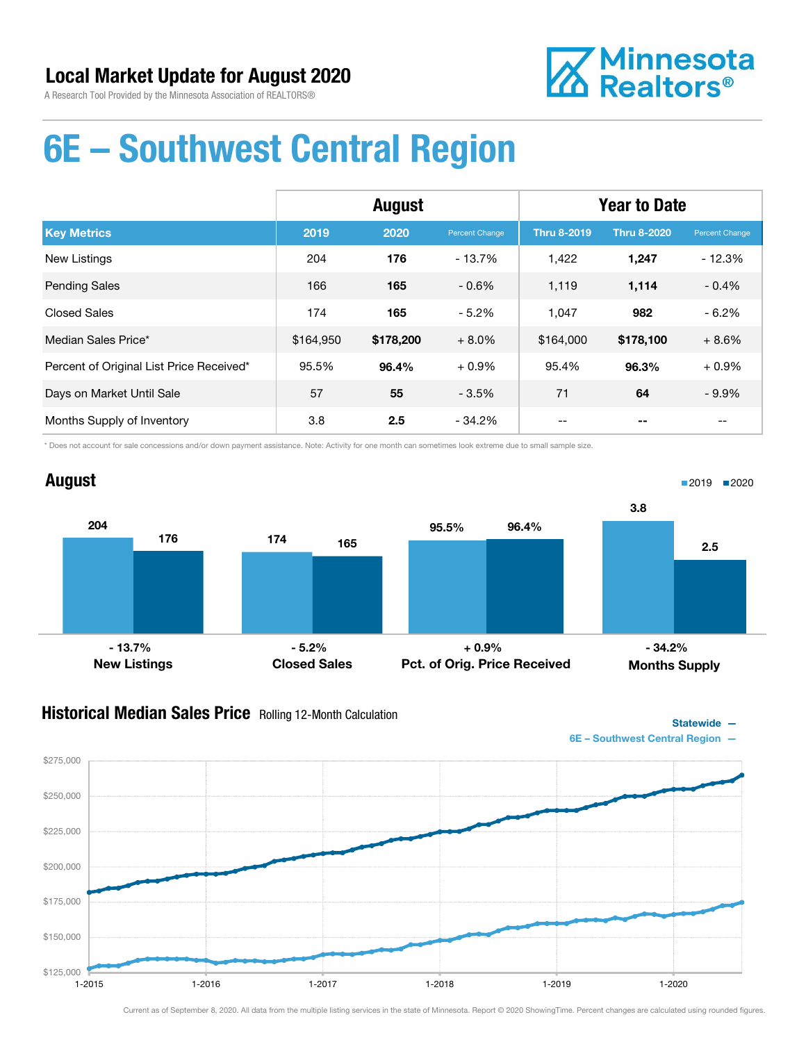## Local Market Update for August 2020

A Research Tool Provided by the Minnesota Association of REALTORS®

Minnesota Realtors®

# 6E – Southwest Central Region

| | August | | | Year to Date | | |
|---|---|---|---|---|---|---|
| **Key Metrics** | **2019** | **2020** | **Percent Change** | **Thru 8-2019** | **Thru 8-2020** | **Percent Change** |
| New Listings | 204 | **176** | - 13.7% | 1,422 | **1,247** | - 12.3% |
| Pending Sales | 166 | **165** | - 0.6% | 1,119 | **1,114** | - 0.4% |
| Closed Sales | 174 | **165** | - 5.2% | 1,047 | **982** | - 6.2% |
| Median Sales Price* | $164,950 | **$178,200** | + 8.0% | $164,000 | **$178,100** | + 8.6% |
| Percent of Original List Price Received* | 95.5% | **96.4%** | + 0.9% | 95.4% | **96.3%** | + 0.9% |
| Days on Market Until Sale | 57 | **55** | - 3.5% | 71 | **64** | - 9.9% |
| Months Supply of Inventory | 3.8 | **2.5** | - 34.2% | -- | **--** | -- |

\* Does not account for sale concessions and/or down payment assistance. Note: Activity for one month can sometimes look extreme due to small sample size.

## August

■2019 ■2020

| | 2019 | 2020 | Change |
|---|---|---|---|
| **New Listings** | 204 | 176 | - 13.7% |
| **Closed Sales** | 174 | 165 | - 5.2% |
| **Pct. of Orig. Price Received** | 95.5% | 96.4% | + 0.9% |
| **Months Supply** | 3.8 | 2.5 | - 34.2% |

## Historical Median Sales Price Rolling 12-Month Calculation

Statewide —
6E – Southwest Central Region —

Current as of September 8, 2020. All data from the multiple listing services in the state of Minnesota. Report © 2020 ShowingTime. Percent changes are calculated using rounded figures.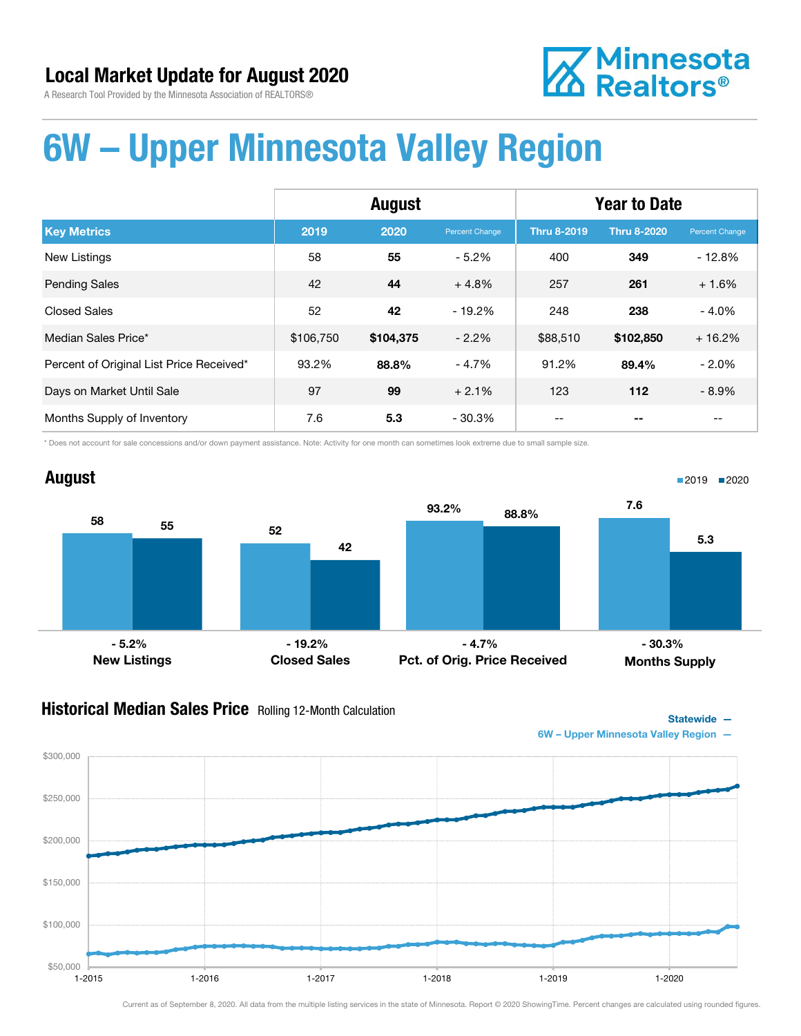# Local Market Update for August 2020

A Research Tool Provided by the Minnesota Association of REALTORS®

# 6W – Upper Minnesota Valley Region

| | August | | | Year to Date | | |
|---|---|---|---|---|---|---|
| **Key Metrics** | **2019** | **2020** | **Percent Change** | **Thru 8-2019** | **Thru 8-2020** | **Percent Change** |
| New Listings | 58 | **55** | - 5.2% | 400 | **349** | - 12.8% |
| Pending Sales | 42 | **44** | + 4.8% | 257 | **261** | + 1.6% |
| Closed Sales | 52 | **42** | - 19.2% | 248 | **238** | - 4.0% |
| Median Sales Price* | $106,750 | **$104,375** | - 2.2% | $88,510 | **$102,850** | + 16.2% |
| Percent of Original List Price Received* | 93.2% | **88.8%** | - 4.7% | 91.2% | **89.4%** | - 2.0% |
| Days on Market Until Sale | 97 | **99** | + 2.1% | 123 | **112** | - 8.9% |
| Months Supply of Inventory | 7.6 | **5.3** | - 30.3% | -- | **--** | -- |

\* Does not account for sale concessions and/or down payment assistance. Note: Activity for one month can sometimes look extreme due to small sample size.

## August

| | 2019 | 2020 | Change |
|---|---|---|---|
| New Listings | 58 | 55 | - 5.2% |
| Closed Sales | 52 | 42 | - 19.2% |
| Pct. of Orig. Price Received | 93.2% | 88.8% | - 4.7% |
| Months Supply | 7.6 | 5.3 | - 30.3% |

## Historical Median Sales Price Rolling 12-Month Calculation

Statewide —
6W – Upper Minnesota Valley Region —

Current as of September 8, 2020. All data from the multiple listing services in the state of Minnesota. Report © 2020 ShowingTime. Percent changes are calculated using rounded figures.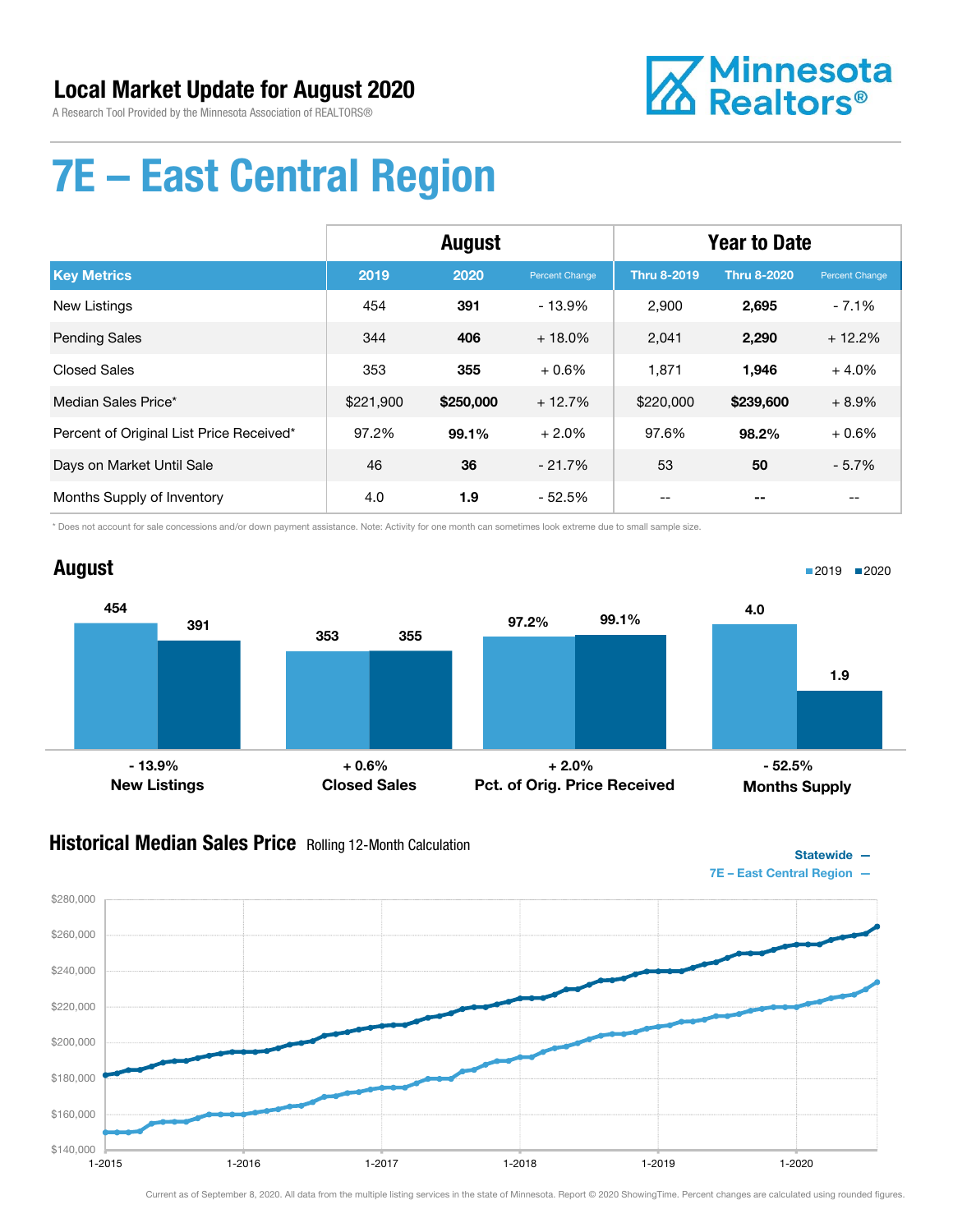# Local Market Update for August 2020

A Research Tool Provided by the Minnesota Association of REALTORS®

# 7E – East Central Region

| | August | | | Year to Date | | |
|---|---|---|---|---|---|---|
| **Key Metrics** | **2019** | **2020** | **Percent Change** | **Thru 8-2019** | **Thru 8-2020** | **Percent Change** |
| New Listings | 454 | **391** | - 13.9% | 2,900 | **2,695** | - 7.1% |
| Pending Sales | 344 | **406** | + 18.0% | 2,041 | **2,290** | + 12.2% |
| Closed Sales | 353 | **355** | + 0.6% | 1,871 | **1,946** | + 4.0% |
| Median Sales Price* | $221,900 | **$250,000** | + 12.7% | $220,000 | **$239,600** | + 8.9% |
| Percent of Original List Price Received* | 97.2% | **99.1%** | + 2.0% | 97.6% | **98.2%** | + 0.6% |
| Days on Market Until Sale | 46 | **36** | - 21.7% | 53 | **50** | - 5.7% |
| Months Supply of Inventory | 4.0 | **1.9** | - 52.5% | -- | **--** | -- |

\* Does not account for sale concessions and/or down payment assistance. Note: Activity for one month can sometimes look extreme due to small sample size.

## August

2019 ■ 2020 ■

| | 2019 | 2020 | Change |
|---|---|---|---|
| New Listings | 454 | 391 | - 13.9% |
| Closed Sales | 353 | 355 | + 0.6% |
| Pct. of Orig. Price Received | 97.2% | 99.1% | + 2.0% |
| Months Supply | 4.0 | 1.9 | - 52.5% |

## Historical Median Sales Price Rolling 12-Month Calculation

Statewide —
7E – East Central Region —

Current as of September 8, 2020. All data from the multiple listing services in the state of Minnesota. Report © 2020 ShowingTime. Percent changes are calculated using rounded figures.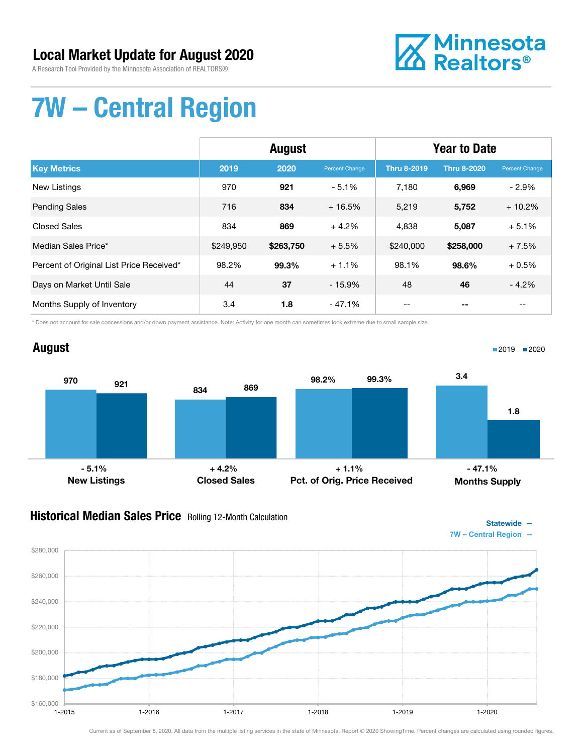# Local Market Update for August 2020

A Research Tool Provided by the Minnesota Association of REALTORS®

Minnesota Realtors®

# 7W – Central Region

| | August | | | Year to Date | | |
|---|---|---|---|---|---|---|
| **Key Metrics** | **2019** | **2020** | Percent Change | **Thru 8-2019** | **Thru 8-2020** | Percent Change |
| New Listings | 970 | **921** | - 5.1% | 7,180 | **6,969** | - 2.9% |
| Pending Sales | 716 | **834** | + 16.5% | 5,219 | **5,752** | + 10.2% |
| Closed Sales | 834 | **869** | + 4.2% | 4,838 | **5,087** | + 5.1% |
| Median Sales Price* | $249,950 | **$263,750** | + 5.5% | $240,000 | **$258,000** | + 7.5% |
| Percent of Original List Price Received* | 98.2% | **99.3%** | + 1.1% | 98.1% | **98.6%** | + 0.5% |
| Days on Market Until Sale | 44 | **37** | - 15.9% | 48 | **46** | - 4.2% |
| Months Supply of Inventory | 3.4 | **1.8** | - 47.1% | -- | **--** | -- |

\* Does not account for sale concessions and/or down payment assistance. Note: Activity for one month can sometimes look extreme due to small sample size.

## August

2019 ■ 2020 ■

| | 2019 | 2020 | Change |
|---|---|---|---|
| New Listings | 970 | 921 | - 5.1% |
| Closed Sales | 834 | 869 | + 4.2% |
| Pct. of Orig. Price Received | 98.2% | 99.3% | + 1.1% |
| Months Supply | 3.4 | 1.8 | - 47.1% |

## Historical Median Sales Price Rolling 12-Month Calculation

Statewide —
7W – Central Region —

Current as of September 8, 2020. All data from the multiple listing services in the state of Minnesota. Report © 2020 ShowingTime. Percent changes are calculated using rounded figures.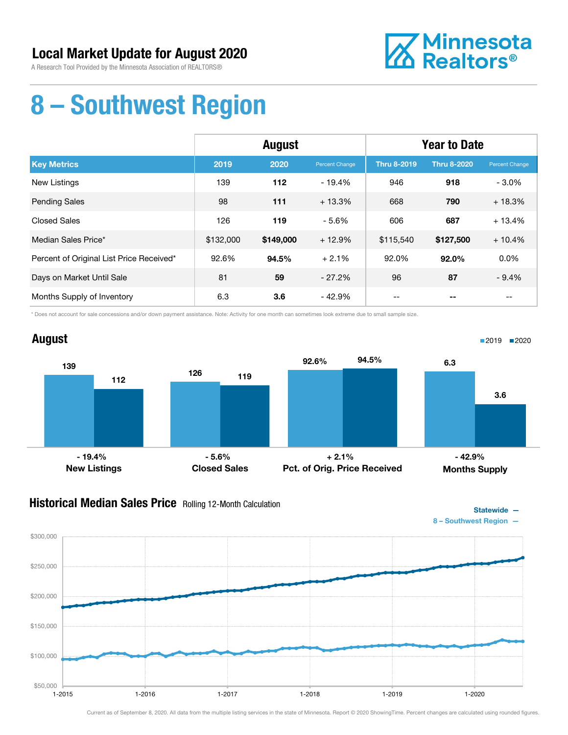# Local Market Update for August 2020

A Research Tool Provided by the Minnesota Association of REALTORS®

# 8 – Southwest Region

| | August | | | Year to Date | | |
|---|---|---|---|---|---|---|
| **Key Metrics** | **2019** | **2020** | **Percent Change** | **Thru 8-2019** | **Thru 8-2020** | **Percent Change** |
| New Listings | 139 | **112** | - 19.4% | 946 | **918** | - 3.0% |
| Pending Sales | 98 | **111** | + 13.3% | 668 | **790** | + 18.3% |
| Closed Sales | 126 | **119** | - 5.6% | 606 | **687** | + 13.4% |
| Median Sales Price* | $132,000 | **$149,000** | + 12.9% | $115,540 | **$127,500** | + 10.4% |
| Percent of Original List Price Received* | 92.6% | **94.5%** | + 2.1% | 92.0% | **92.0%** | 0.0% |
| Days on Market Until Sale | 81 | **59** | - 27.2% | 96 | **87** | - 9.4% |
| Months Supply of Inventory | 6.3 | **3.6** | - 42.9% | -- | **--** | -- |

\* Does not account for sale concessions and/or down payment assistance. Note: Activity for one month can sometimes look extreme due to small sample size.

## August

| | 2019 | 2020 | Change |
|---|---|---|---|
| New Listings | 139 | 112 | - 19.4% |
| Closed Sales | 126 | 119 | - 5.6% |
| Pct. of Orig. Price Received | 92.6% | 94.5% | + 2.1% |
| Months Supply | 6.3 | 3.6 | - 42.9% |

## Historical Median Sales Price Rolling 12-Month Calculation

Statewide —
8 – Southwest Region —

Current as of September 8, 2020. All data from the multiple listing services in the state of Minnesota. Report © 2020 ShowingTime. Percent changes are calculated using rounded figures.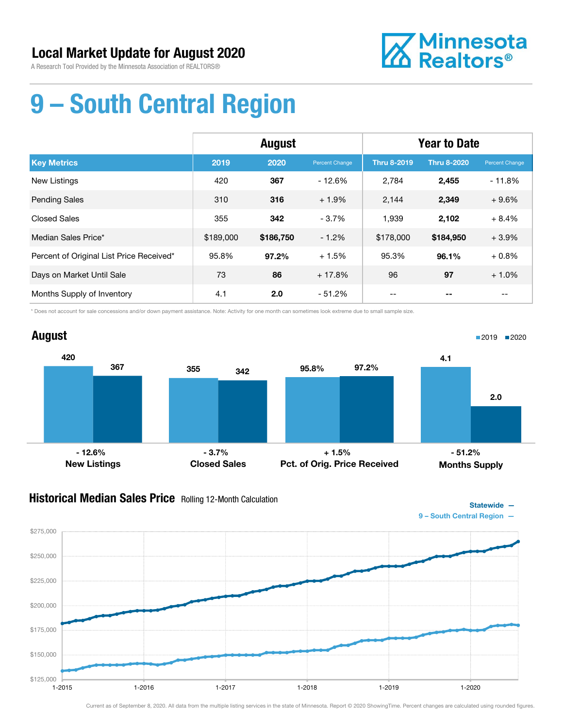# Local Market Update for August 2020

A Research Tool Provided by the Minnesota Association of REALTORS®

Minnesota Realtors®

# 9 – South Central Region

| | August | | | Year to Date | | |
|---|---|---|---|---|---|---|
| **Key Metrics** | **2019** | **2020** | **Percent Change** | **Thru 8-2019** | **Thru 8-2020** | **Percent Change** |
| New Listings | 420 | **367** | - 12.6% | 2,784 | **2,455** | - 11.8% |
| Pending Sales | 310 | **316** | + 1.9% | 2,144 | **2,349** | + 9.6% |
| Closed Sales | 355 | **342** | - 3.7% | 1,939 | **2,102** | + 8.4% |
| Median Sales Price* | $189,000 | **$186,750** | - 1.2% | $178,000 | **$184,950** | + 3.9% |
| Percent of Original List Price Received* | 95.8% | **97.2%** | + 1.5% | 95.3% | **96.1%** | + 0.8% |
| Days on Market Until Sale | 73 | **86** | + 17.8% | 96 | **97** | + 1.0% |
| Months Supply of Inventory | 4.1 | **2.0** | - 51.2% | -- | **--** | -- |

\* Does not account for sale concessions and/or down payment assistance. Note: Activity for one month can sometimes look extreme due to small sample size.

## August

| | 2019 | 2020 | Change |
|---|---|---|---|
| New Listings | 420 | 367 | - 12.6% |
| Closed Sales | 355 | 342 | - 3.7% |
| Pct. of Orig. Price Received | 95.8% | 97.2% | + 1.5% |
| Months Supply | 4.1 | 2.0 | - 51.2% |

## Historical Median Sales Price Rolling 12-Month Calculation

Statewide — 9 – South Central Region —

Current as of September 8, 2020. All data from the multiple listing services in the state of Minnesota. Report © 2020 ShowingTime. Percent changes are calculated using rounded figures.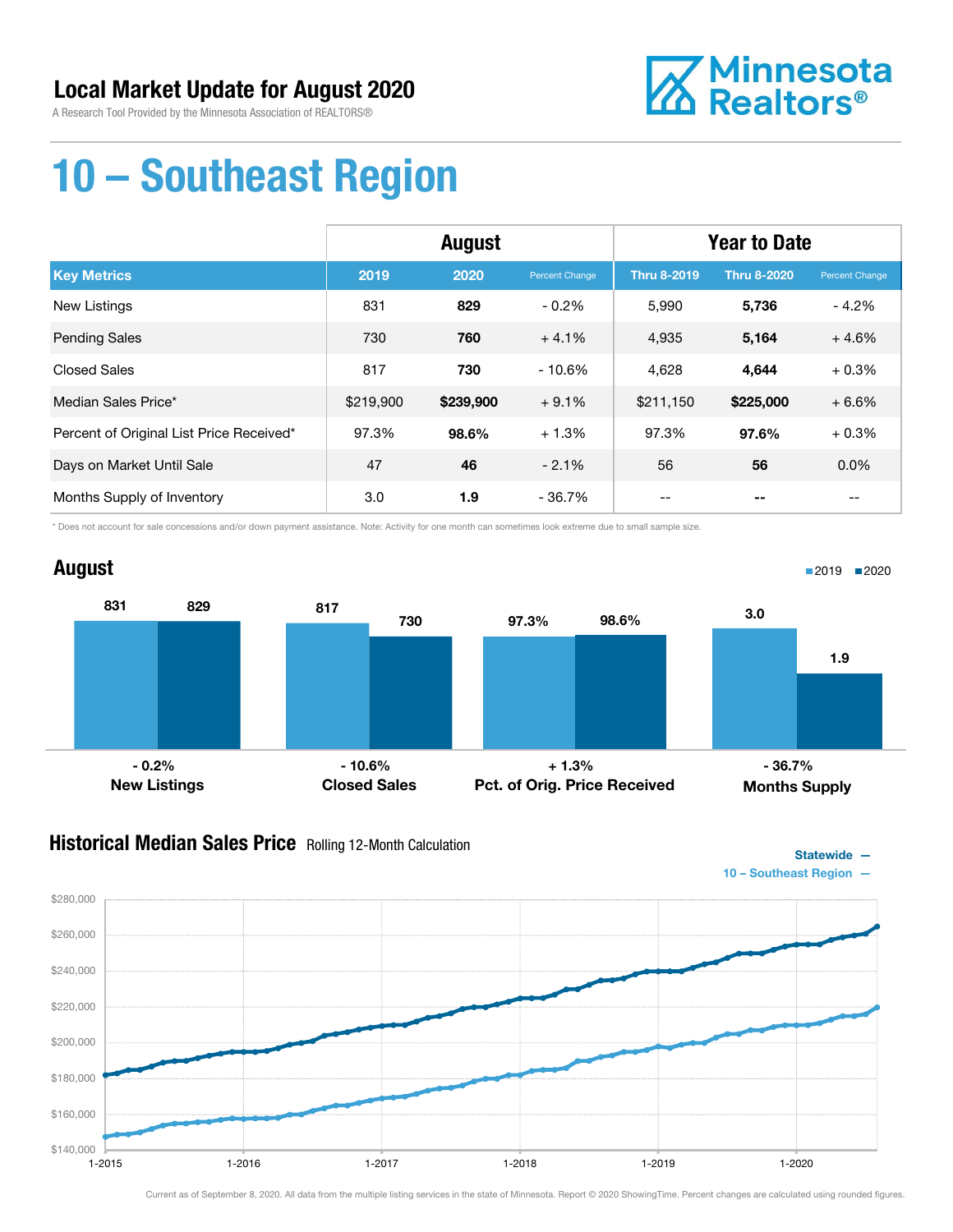## Local Market Update for August 2020

A Research Tool Provided by the Minnesota Association of REALTORS®

Minnesota Realtors®

# 10 – Southeast Region

| | August | | | Year to Date | | |
|---|---|---|---|---|---|---|
| **Key Metrics** | **2019** | **2020** | **Percent Change** | **Thru 8-2019** | **Thru 8-2020** | **Percent Change** |
| New Listings | 831 | **829** | - 0.2% | 5,990 | **5,736** | - 4.2% |
| Pending Sales | 730 | **760** | + 4.1% | 4,935 | **5,164** | + 4.6% |
| Closed Sales | 817 | **730** | - 10.6% | 4,628 | **4,644** | + 0.3% |
| Median Sales Price* | $219,900 | **$239,900** | + 9.1% | $211,150 | **$225,000** | + 6.6% |
| Percent of Original List Price Received* | 97.3% | **98.6%** | + 1.3% | 97.3% | **97.6%** | + 0.3% |
| Days on Market Until Sale | 47 | **46** | - 2.1% | 56 | **56** | 0.0% |
| Months Supply of Inventory | 3.0 | **1.9** | - 36.7% | -- | **--** | -- |

\* Does not account for sale concessions and/or down payment assistance. Note: Activity for one month can sometimes look extreme due to small sample size.

## August

| | 2019 | 2020 | Change |
|---|---|---|---|
| New Listings | 831 | 829 | - 0.2% |
| Closed Sales | 817 | 730 | - 10.6% |
| Pct. of Orig. Price Received | 97.3% | 98.6% | + 1.3% |
| Months Supply | 3.0 | 1.9 | - 36.7% |

## Historical Median Sales Price Rolling 12-Month Calculation

Statewide —
10 – Southeast Region —

Current as of September 8, 2020. All data from the multiple listing services in the state of Minnesota. Report © 2020 ShowingTime. Percent changes are calculated using rounded figures.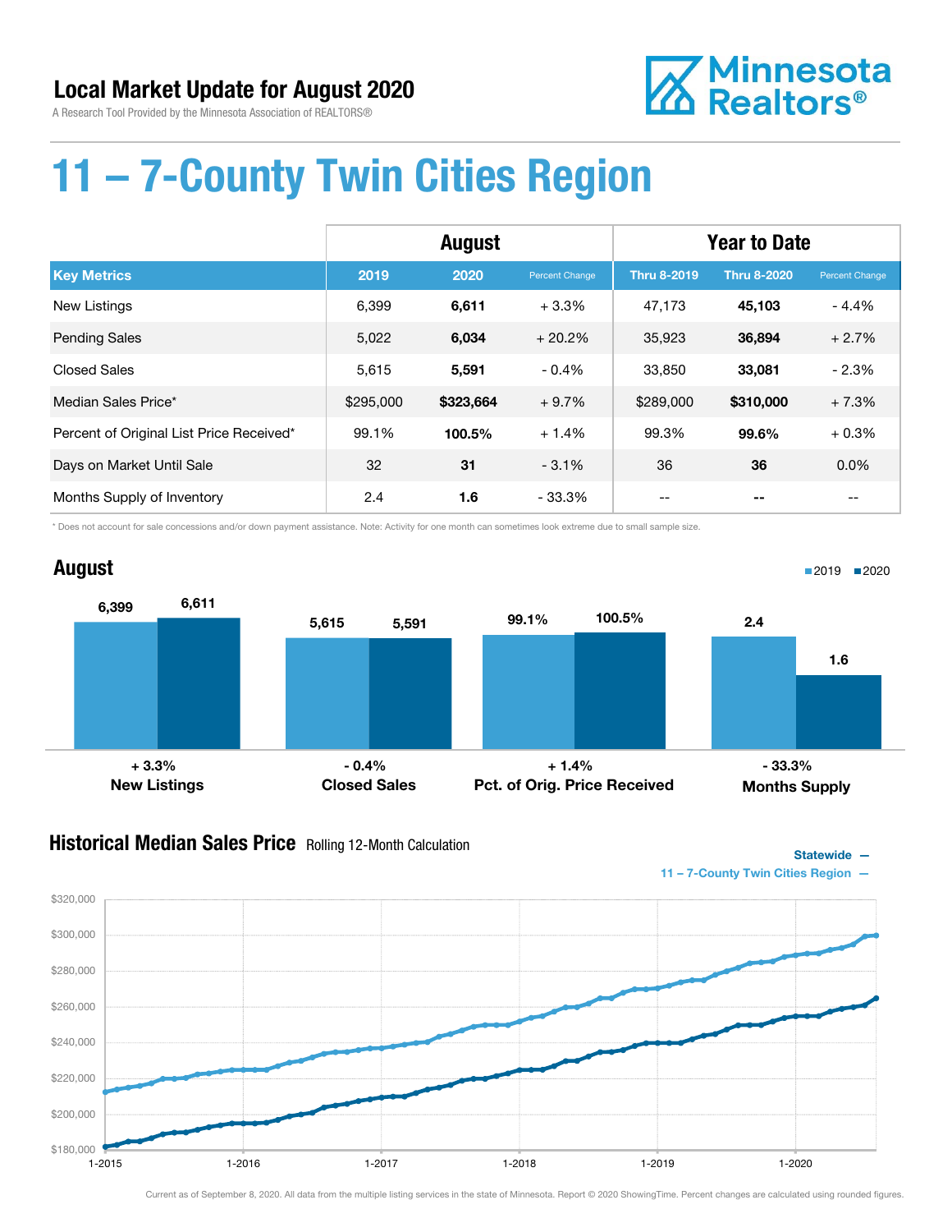## Local Market Update for August 2020

A Research Tool Provided by the Minnesota Association of REALTORS®

Minnesota Realtors®

# 11 – 7-County Twin Cities Region

| | August | | | Year to Date | | |
|---|---|---|---|---|---|---|
| **Key Metrics** | **2019** | **2020** | Percent Change | **Thru 8-2019** | **Thru 8-2020** | Percent Change |
| New Listings | 6,399 | **6,611** | + 3.3% | 47,173 | **45,103** | - 4.4% |
| Pending Sales | 5,022 | **6,034** | + 20.2% | 35,923 | **36,894** | + 2.7% |
| Closed Sales | 5,615 | **5,591** | - 0.4% | 33,850 | **33,081** | - 2.3% |
| Median Sales Price* | $295,000 | **$323,664** | + 9.7% | $289,000 | **$310,000** | + 7.3% |
| Percent of Original List Price Received* | 99.1% | **100.5%** | + 1.4% | 99.3% | **99.6%** | + 0.3% |
| Days on Market Until Sale | 32 | **31** | - 3.1% | 36 | **36** | 0.0% |
| Months Supply of Inventory | 2.4 | **1.6** | - 33.3% | -- | **--** | -- |

\* Does not account for sale concessions and/or down payment assistance. Note: Activity for one month can sometimes look extreme due to small sample size.

## August

2019 2020

6,399 6,611
+ 3.3%
**New Listings**

5,615 5,591
- 0.4%
**Closed Sales**

99.1% 100.5%
+ 1.4%
**Pct. of Orig. Price Received**

2.4 1.6
- 33.3%
**Months Supply**

## Historical Median Sales Price Rolling 12-Month Calculation

Statewide —
11 – 7-County Twin Cities Region —

$320,000
$300,000
$280,000
$260,000
$240,000
$220,000
$200,000
$180,000

1-2015 1-2016 1-2017 1-2018 1-2019 1-2020

Current as of September 8, 2020. All data from the multiple listing services in the state of Minnesota. Report © 2020 ShowingTime. Percent changes are calculated using rounded figures.